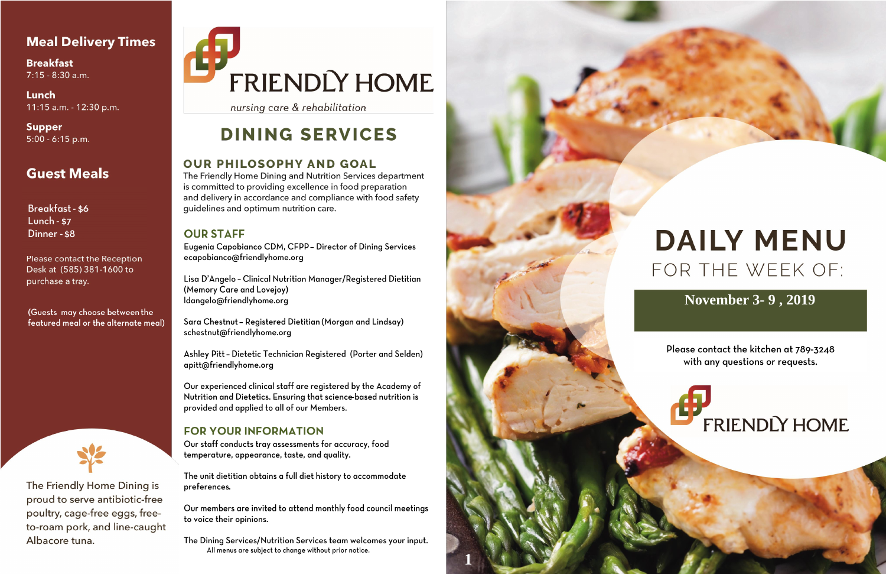## Meal Delivery Times

**Breakfast**
7:15 - 8:30 a.m.

**Lunch**
11:15 a.m. - 12:30 p.m.

**Supper**
5:00 - 6:15 p.m.

## Guest Meals

Breakfast - $6
Lunch - $7
Dinner - $8

Please contact the Reception Desk at (585) 381-1600 to purchase a tray.

(Guests may choose between the featured meal or the alternate meal)

The Friendly Home Dining is proud to serve antibiotic-free poultry, cage-free eggs, free-to-roam pork, and line-caught Albacore tuna.

# FRIENDLY HOME

*nursing care & rehabilitation*

# DINING SERVICES

## OUR PHILOSOPHY AND GOAL

The Friendly Home Dining and Nutrition Services department is committed to providing excellence in food preparation and delivery in accordance and compliance with food safety guidelines and optimum nutrition care.

## OUR STAFF

Eugenia Capobianco CDM, CFPP – Director of Dining Services
ecapobianco@friendlyhome.org

Lisa D'Angelo – Clinical Nutrition Manager/Registered Dietitian (Memory Care and Lovejoy)
ldangelo@friendlyhome.org

Sara Chestnut – Registered Dietitian (Morgan and Lindsay)
schestnut@friendlyhome.org

Ashley Pitt – Dietetic Technician Registered (Porter and Selden)
apitt@friendlyhome.org

Our experienced clinical staff are registered by the Academy of Nutrition and Dietetics. Ensuring that science-based nutrition is provided and applied to all of our Members.

## FOR YOUR INFORMATION

Our staff conducts tray assessments for accuracy, food temperature, appearance, taste, and quality.

The unit dietitian obtains a full diet history to accommodate preferences.

Our members are invited to attend monthly food council meetings to voice their opinions.

The Dining Services/Nutrition Services team welcomes your input.

All menus are subject to change without prior notice.

# DAILY MENU

FOR THE WEEK OF:

**November 3- 9 , 2019**

Please contact the kitchen at 789-3248 with any questions or requests.

FRIENDLY HOME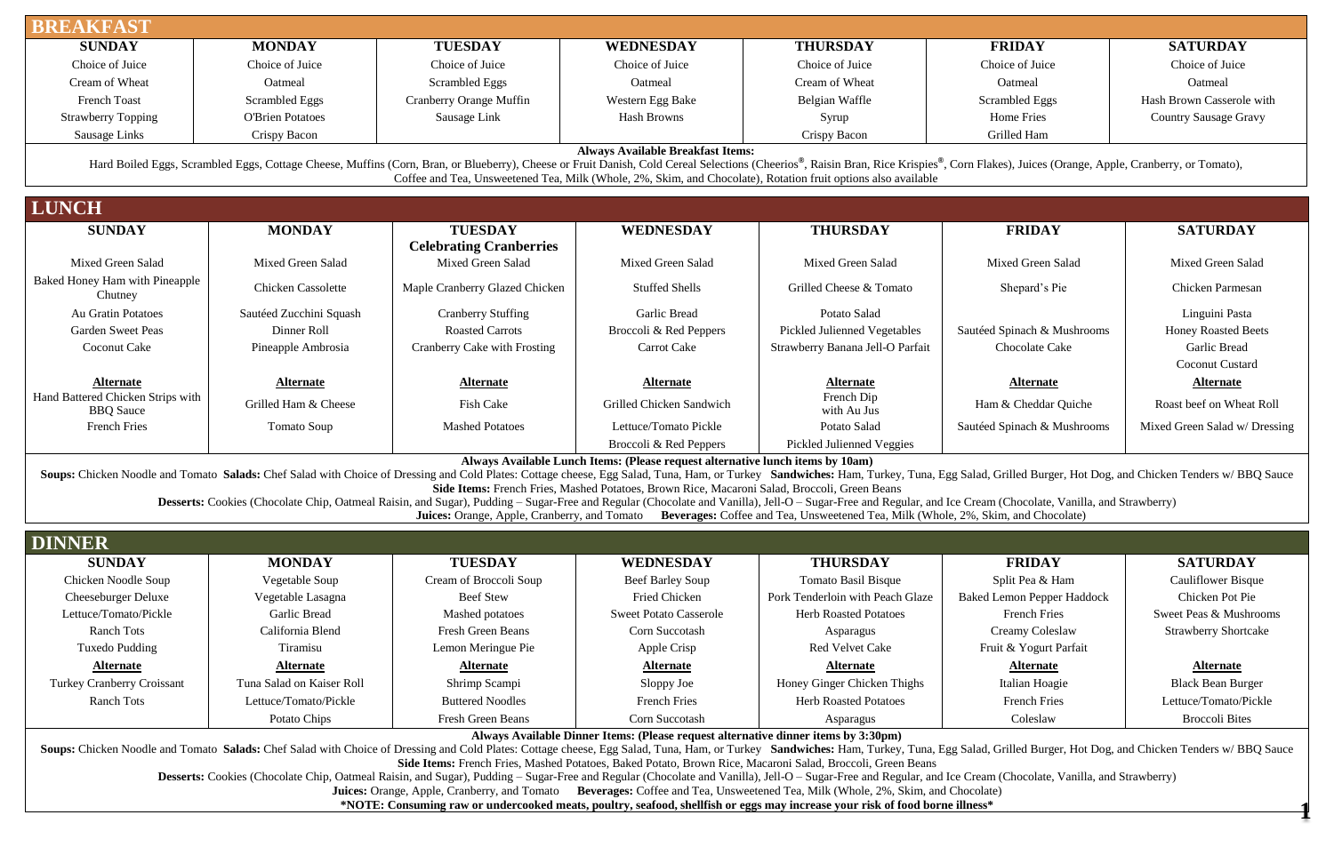## BREAKFAST

| SUNDAY | MONDAY | TUESDAY | WEDNESDAY | THURSDAY | FRIDAY | SATURDAY |
|---|---|---|---|---|---|---|
| Choice of Juice | Choice of Juice | Choice of Juice | Choice of Juice | Choice of Juice | Choice of Juice | Choice of Juice |
| Cream of Wheat | Oatmeal | Scrambled Eggs | Oatmeal | Cream of Wheat | Oatmeal | Oatmeal |
| French Toast | Scrambled Eggs | Cranberry Orange Muffin | Western Egg Bake | Belgian Waffle | Scrambled Eggs | Hash Brown Casserole with |
| Strawberry Topping | O'Brien Potatoes | Sausage Link | Hash Browns | Syrup | Home Fries | Country Sausage Gravy |
| Sausage Links | Crispy Bacon | | | Crispy Bacon | Grilled Ham | |

**Always Available Breakfast Items:**
Hard Boiled Eggs, Scrambled Eggs, Cottage Cheese, Muffins (Corn, Bran, or Blueberry), Cheese or Fruit Danish, Cold Cereal Selections (Cheerios®, Raisin Bran, Rice Krispies®, Corn Flakes), Juices (Orange, Apple, Cranberry, or Tomato), Coffee and Tea, Unsweetened Tea, Milk (Whole, 2%, Skim, and Chocolate), Rotation fruit options also available

## LUNCH

| SUNDAY | MONDAY | TUESDAY Celebrating Cranberries | WEDNESDAY | THURSDAY | FRIDAY | SATURDAY |
|---|---|---|---|---|---|---|
| Mixed Green Salad | Mixed Green Salad | Mixed Green Salad | Mixed Green Salad | Mixed Green Salad | Mixed Green Salad | Mixed Green Salad |
| Baked Honey Ham with Pineapple Chutney | Chicken Cassolette | Maple Cranberry Glazed Chicken | Stuffed Shells | Grilled Cheese & Tomato | Shepard's Pie | Chicken Parmesan |
| Au Gratin Potatoes | Sautéed Zucchini Squash | Cranberry Stuffing | Garlic Bread | Potato Salad | | Linguini Pasta |
| Garden Sweet Peas | Dinner Roll | Roasted Carrots | Broccoli & Red Peppers | Pickled Julienned Vegetables | Sautéed Spinach & Mushrooms | Honey Roasted Beets |
| Coconut Cake | Pineapple Ambrosia | Cranberry Cake with Frosting | Carrot Cake | Strawberry Banana Jell-O Parfait | Chocolate Cake | Garlic Bread |
| | | | | | | Coconut Custard |
| **Alternate** | **Alternate** | **Alternate** | **Alternate** | **Alternate** | **Alternate** | **Alternate** |
| Hand Battered Chicken Strips with BBQ Sauce | Grilled Ham & Cheese | Fish Cake | Grilled Chicken Sandwich | French Dip with Au Jus | Ham & Cheddar Quiche | Roast beef on Wheat Roll |
| French Fries | Tomato Soup | Mashed Potatoes | Lettuce/Tomato Pickle | Potato Salad | Sautéed Spinach & Mushrooms | Mixed Green Salad w/ Dressing |
| | | | Broccoli & Red Peppers | Pickled Julienned Veggies | | |

**Always Available Lunch Items: (Please request alternative lunch items by 10am)**
**Soups:** Chicken Noodle and Tomato **Salads:** Chef Salad with Choice of Dressing and Cold Plates: Cottage cheese, Egg Salad, Tuna, Ham, or Turkey **Sandwiches:** Ham, Turkey, Tuna, Egg Salad, Grilled Burger, Hot Dog, and Chicken Tenders w/ BBQ Sauce
**Side Items:** French Fries, Mashed Potatoes, Brown Rice, Macaroni Salad, Broccoli, Green Beans
**Desserts:** Cookies (Chocolate Chip, Oatmeal Raisin, and Sugar), Pudding – Sugar-Free and Regular (Chocolate and Vanilla), Jell-O – Sugar-Free and Regular, and Ice Cream (Chocolate, Vanilla, and Strawberry)
**Juices:** Orange, Apple, Cranberry, and Tomato **Beverages:** Coffee and Tea, Unsweetened Tea, Milk (Whole, 2%, Skim, and Chocolate)

## DINNER

| SUNDAY | MONDAY | TUESDAY | WEDNESDAY | THURSDAY | FRIDAY | SATURDAY |
|---|---|---|---|---|---|---|
| Chicken Noodle Soup | Vegetable Soup | Cream of Broccoli Soup | Beef Barley Soup | Tomato Basil Bisque | Split Pea & Ham | Cauliflower Bisque |
| Cheeseburger Deluxe | Vegetable Lasagna | Beef Stew | Fried Chicken | Pork Tenderloin with Peach Glaze | Baked Lemon Pepper Haddock | Chicken Pot Pie |
| Lettuce/Tomato/Pickle | Garlic Bread | Mashed potatoes | Sweet Potato Casserole | Herb Roasted Potatoes | French Fries | Sweet Peas & Mushrooms |
| Ranch Tots | California Blend | Fresh Green Beans | Corn Succotash | Asparagus | Creamy Coleslaw | Strawberry Shortcake |
| Tuxedo Pudding | Tiramisu | Lemon Meringue Pie | Apple Crisp | Red Velvet Cake | Fruit & Yogurt Parfait | |
| **Alternate** | **Alternate** | **Alternate** | **Alternate** | **Alternate** | **Alternate** | **Alternate** |
| Turkey Cranberry Croissant | Tuna Salad on Kaiser Roll | Shrimp Scampi | Sloppy Joe | Honey Ginger Chicken Thighs | Italian Hoagie | Black Bean Burger |
| Ranch Tots | Lettuce/Tomato/Pickle | Buttered Noodles | French Fries | Herb Roasted Potatoes | French Fries | Lettuce/Tomato/Pickle |
| | Potato Chips | Fresh Green Beans | Corn Succotash | Asparagus | Coleslaw | Broccoli Bites |

**Always Available Dinner Items: (Please request alternative dinner items by 3:30pm)**
**Soups:** Chicken Noodle and Tomato **Salads:** Chef Salad with Choice of Dressing and Cold Plates: Cottage cheese, Egg Salad, Tuna, Ham, or Turkey **Sandwiches:** Ham, Turkey, Tuna, Egg Salad, Grilled Burger, Hot Dog, and Chicken Tenders w/ BBQ Sauce
**Side Items:** French Fries, Mashed Potatoes, Baked Potato, Brown Rice, Macaroni Salad, Broccoli, Green Beans
**Desserts:** Cookies (Chocolate Chip, Oatmeal Raisin, and Sugar), Pudding – Sugar-Free and Regular (Chocolate and Vanilla), Jell-O – Sugar-Free and Regular, and Ice Cream (Chocolate, Vanilla, and Strawberry)
**Juices:** Orange, Apple, Cranberry, and Tomato **Beverages:** Coffee and Tea, Unsweetened Tea, Milk (Whole, 2%, Skim, and Chocolate)
**\*NOTE: Consuming raw or undercooked meats, poultry, seafood, shellfish or eggs may increase your risk of food borne illness\***